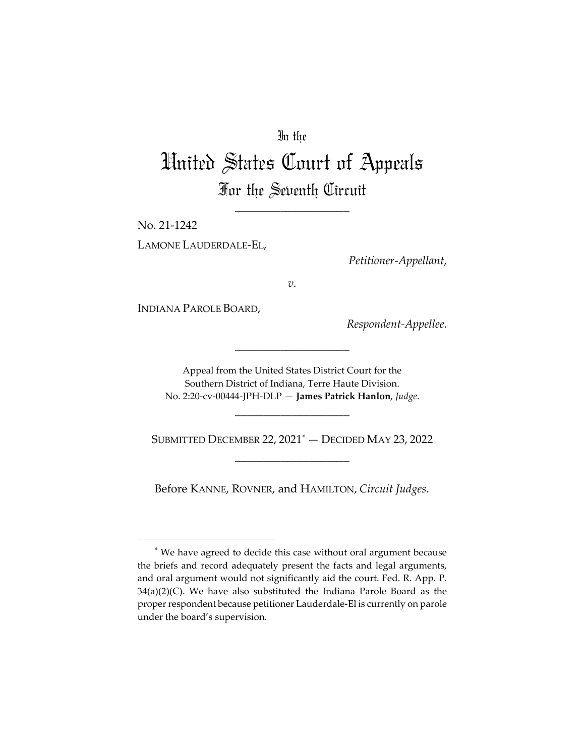In the

# United States Court of Appeals

## For the Seventh Circuit

____________________

No. 21-1242

LAMONE LAUDERDALE-EL,

*Petitioner-Appellant*,

*v.*

INDIANA PAROLE BOARD,

*Respondent-Appellee*.

____________________

Appeal from the United States District Court for the Southern District of Indiana, Terre Haute Division.
No. 2:20-cv-00444-JPH-DLP — **James Patrick Hanlon**, *Judge*.

____________________

SUBMITTED DECEMBER 22, 2021* — DECIDED MAY 23, 2022

____________________

Before KANNE, ROVNER, and HAMILTON, *Circuit Judges*.

---

* We have agreed to decide this case without oral argument because the briefs and record adequately present the facts and legal arguments, and oral argument would not significantly aid the court. Fed. R. App. P. 34(a)(2)(C). We have also substituted the Indiana Parole Board as the proper respondent because petitioner Lauderdale-El is currently on parole under the board's supervision.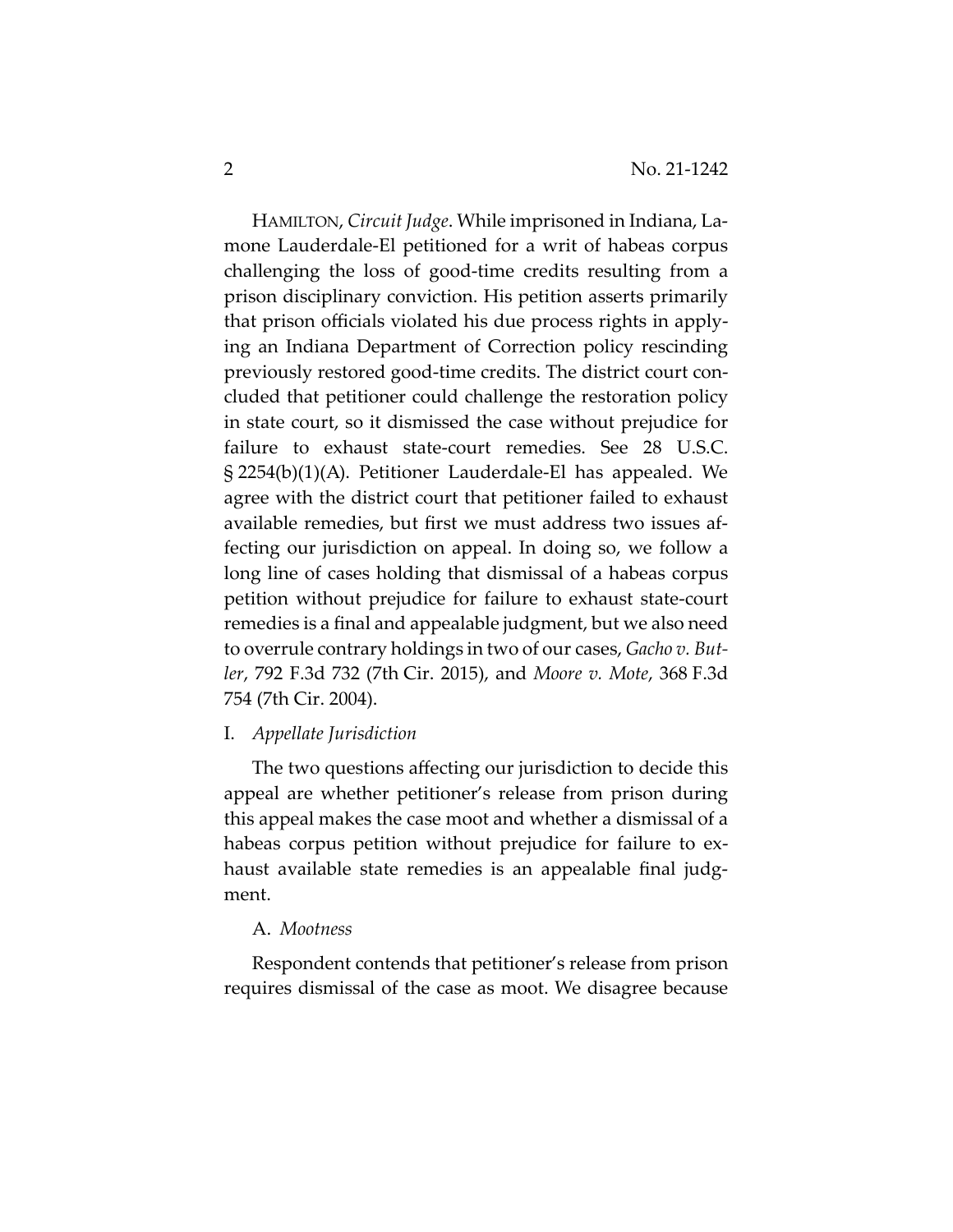HAMILTON, *Circuit Judge*. While imprisoned in Indiana, Lamone Lauderdale-El petitioned for a writ of habeas corpus challenging the loss of good-time credits resulting from a prison disciplinary conviction. His petition asserts primarily that prison officials violated his due process rights in applying an Indiana Department of Correction policy rescinding previously restored good-time credits. The district court concluded that petitioner could challenge the restoration policy in state court, so it dismissed the case without prejudice for failure to exhaust state-court remedies. See 28 U.S.C. § 2254(b)(1)(A). Petitioner Lauderdale-El has appealed. We agree with the district court that petitioner failed to exhaust available remedies, but first we must address two issues affecting our jurisdiction on appeal. In doing so, we follow a long line of cases holding that dismissal of a habeas corpus petition without prejudice for failure to exhaust state-court remedies is a final and appealable judgment, but we also need to overrule contrary holdings in two of our cases, *Gacho v. Butler*, 792 F.3d 732 (7th Cir. 2015), and *Moore v. Mote*, 368 F.3d 754 (7th Cir. 2004).

## I. *Appellate Jurisdiction*

The two questions affecting our jurisdiction to decide this appeal are whether petitioner's release from prison during this appeal makes the case moot and whether a dismissal of a habeas corpus petition without prejudice for failure to exhaust available state remedies is an appealable final judgment.

### A. *Mootness*

Respondent contends that petitioner's release from prison requires dismissal of the case as moot. We disagree because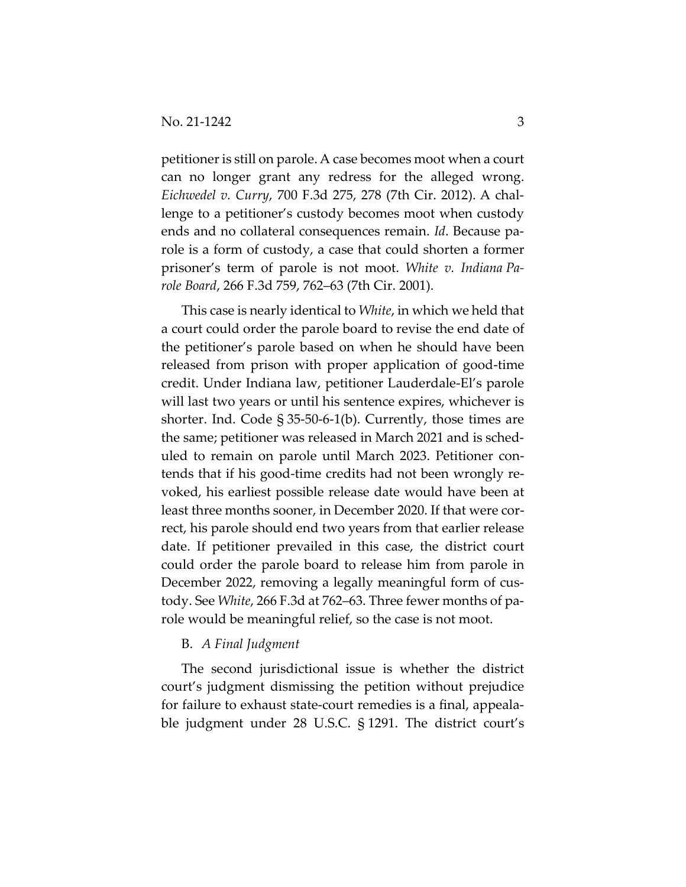petitioner is still on parole. A case becomes moot when a court can no longer grant any redress for the alleged wrong. *Eichwedel v. Curry*, 700 F.3d 275, 278 (7th Cir. 2012). A challenge to a petitioner's custody becomes moot when custody ends and no collateral consequences remain. *Id*. Because parole is a form of custody, a case that could shorten a former prisoner's term of parole is not moot. *White v. Indiana Parole Board*, 266 F.3d 759, 762–63 (7th Cir. 2001).

This case is nearly identical to *White*, in which we held that a court could order the parole board to revise the end date of the petitioner's parole based on when he should have been released from prison with proper application of good-time credit. Under Indiana law, petitioner Lauderdale-El's parole will last two years or until his sentence expires, whichever is shorter. Ind. Code § 35-50-6-1(b). Currently, those times are the same; petitioner was released in March 2021 and is scheduled to remain on parole until March 2023. Petitioner contends that if his good-time credits had not been wrongly revoked, his earliest possible release date would have been at least three months sooner, in December 2020. If that were correct, his parole should end two years from that earlier release date. If petitioner prevailed in this case, the district court could order the parole board to release him from parole in December 2022, removing a legally meaningful form of custody. See *White*, 266 F.3d at 762–63. Three fewer months of parole would be meaningful relief, so the case is not moot.

B. *A Final Judgment*

The second jurisdictional issue is whether the district court's judgment dismissing the petition without prejudice for failure to exhaust state-court remedies is a final, appealable judgment under 28 U.S.C. § 1291. The district court's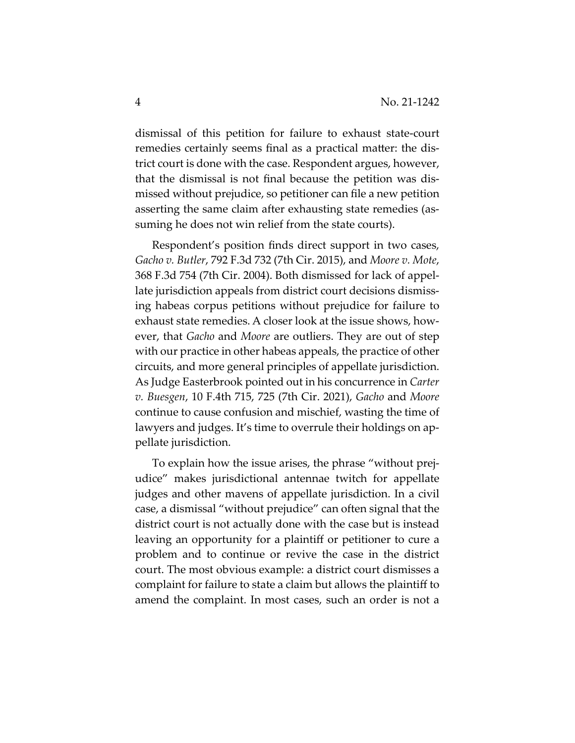dismissal of this petition for failure to exhaust state-court remedies certainly seems final as a practical matter: the district court is done with the case. Respondent argues, however, that the dismissal is not final because the petition was dismissed without prejudice, so petitioner can file a new petition asserting the same claim after exhausting state remedies (assuming he does not win relief from the state courts).

Respondent's position finds direct support in two cases, *Gacho v. Butler*, 792 F.3d 732 (7th Cir. 2015), and *Moore v. Mote*, 368 F.3d 754 (7th Cir. 2004). Both dismissed for lack of appellate jurisdiction appeals from district court decisions dismissing habeas corpus petitions without prejudice for failure to exhaust state remedies. A closer look at the issue shows, however, that *Gacho* and *Moore* are outliers. They are out of step with our practice in other habeas appeals, the practice of other circuits, and more general principles of appellate jurisdiction. As Judge Easterbrook pointed out in his concurrence in *Carter v. Buesgen*, 10 F.4th 715, 725 (7th Cir. 2021), *Gacho* and *Moore* continue to cause confusion and mischief, wasting the time of lawyers and judges. It's time to overrule their holdings on appellate jurisdiction.

To explain how the issue arises, the phrase "without prejudice" makes jurisdictional antennae twitch for appellate judges and other mavens of appellate jurisdiction. In a civil case, a dismissal "without prejudice" can often signal that the district court is not actually done with the case but is instead leaving an opportunity for a plaintiff or petitioner to cure a problem and to continue or revive the case in the district court. The most obvious example: a district court dismisses a complaint for failure to state a claim but allows the plaintiff to amend the complaint. In most cases, such an order is not a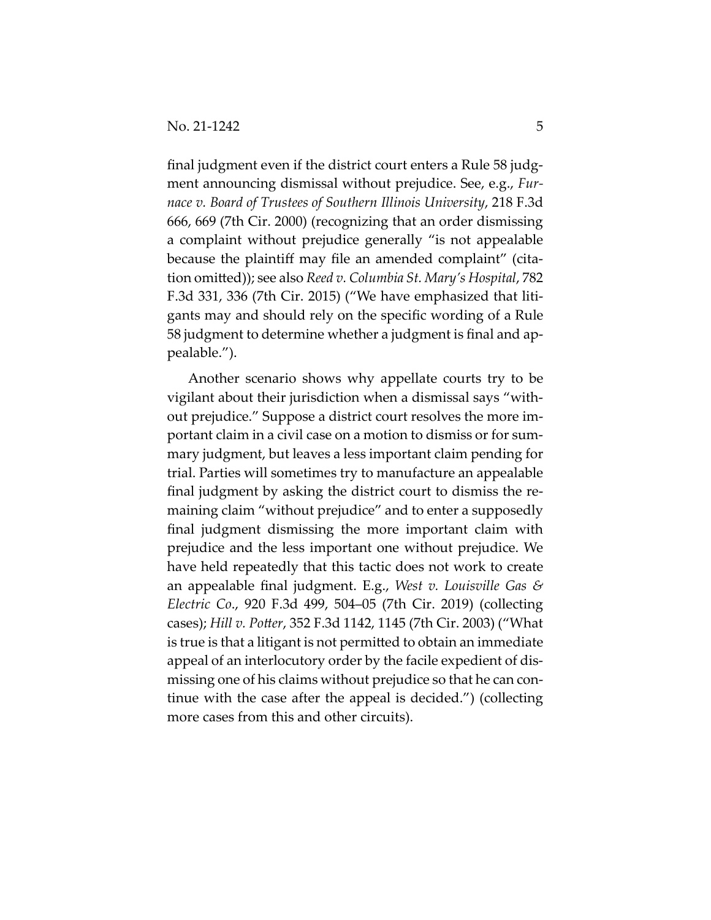final judgment even if the district court enters a Rule 58 judgment announcing dismissal without prejudice. See, e.g., *Furnace v. Board of Trustees of Southern Illinois University*, 218 F.3d 666, 669 (7th Cir. 2000) (recognizing that an order dismissing a complaint without prejudice generally "is not appealable because the plaintiff may file an amended complaint" (citation omitted)); see also *Reed v. Columbia St. Mary's Hospital*, 782 F.3d 331, 336 (7th Cir. 2015) ("We have emphasized that litigants may and should rely on the specific wording of a Rule 58 judgment to determine whether a judgment is final and appealable.").

Another scenario shows why appellate courts try to be vigilant about their jurisdiction when a dismissal says "without prejudice." Suppose a district court resolves the more important claim in a civil case on a motion to dismiss or for summary judgment, but leaves a less important claim pending for trial. Parties will sometimes try to manufacture an appealable final judgment by asking the district court to dismiss the remaining claim "without prejudice" and to enter a supposedly final judgment dismissing the more important claim with prejudice and the less important one without prejudice. We have held repeatedly that this tactic does not work to create an appealable final judgment. E.g., *West v. Louisville Gas & Electric Co.*, 920 F.3d 499, 504–05 (7th Cir. 2019) (collecting cases); *Hill v. Potter*, 352 F.3d 1142, 1145 (7th Cir. 2003) ("What is true is that a litigant is not permitted to obtain an immediate appeal of an interlocutory order by the facile expedient of dismissing one of his claims without prejudice so that he can continue with the case after the appeal is decided.") (collecting more cases from this and other circuits).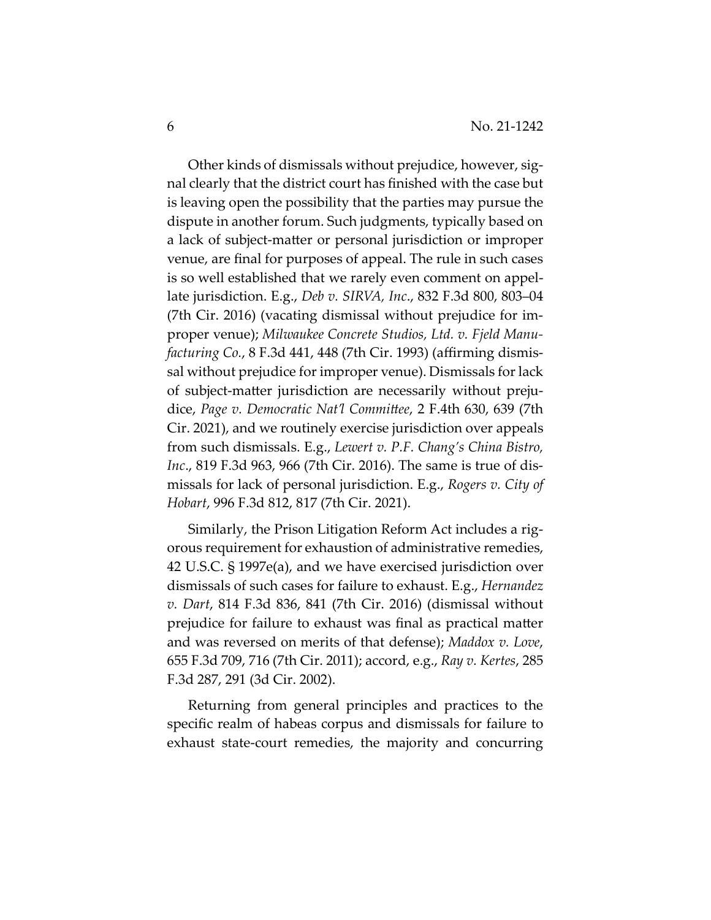Other kinds of dismissals without prejudice, however, signal clearly that the district court has finished with the case but is leaving open the possibility that the parties may pursue the dispute in another forum. Such judgments, typically based on a lack of subject-matter or personal jurisdiction or improper venue, are final for purposes of appeal. The rule in such cases is so well established that we rarely even comment on appellate jurisdiction. E.g., *Deb v. SIRVA, Inc.*, 832 F.3d 800, 803–04 (7th Cir. 2016) (vacating dismissal without prejudice for improper venue); *Milwaukee Concrete Studios, Ltd. v. Fjeld Manufacturing Co.*, 8 F.3d 441, 448 (7th Cir. 1993) (affirming dismissal without prejudice for improper venue). Dismissals for lack of subject-matter jurisdiction are necessarily without prejudice, *Page v. Democratic Nat'l Committee*, 2 F.4th 630, 639 (7th Cir. 2021), and we routinely exercise jurisdiction over appeals from such dismissals. E.g., *Lewert v. P.F. Chang's China Bistro, Inc*., 819 F.3d 963, 966 (7th Cir. 2016). The same is true of dismissals for lack of personal jurisdiction. E.g., *Rogers v. City of Hobart*, 996 F.3d 812, 817 (7th Cir. 2021).

Similarly, the Prison Litigation Reform Act includes a rigorous requirement for exhaustion of administrative remedies, 42 U.S.C. § 1997e(a), and we have exercised jurisdiction over dismissals of such cases for failure to exhaust. E.g., *Hernandez v. Dart*, 814 F.3d 836, 841 (7th Cir. 2016) (dismissal without prejudice for failure to exhaust was final as practical matter and was reversed on merits of that defense); *Maddox v. Love*, 655 F.3d 709, 716 (7th Cir. 2011); accord, e.g., *Ray v. Kertes*, 285 F.3d 287, 291 (3d Cir. 2002).

Returning from general principles and practices to the specific realm of habeas corpus and dismissals for failure to exhaust state-court remedies, the majority and concurring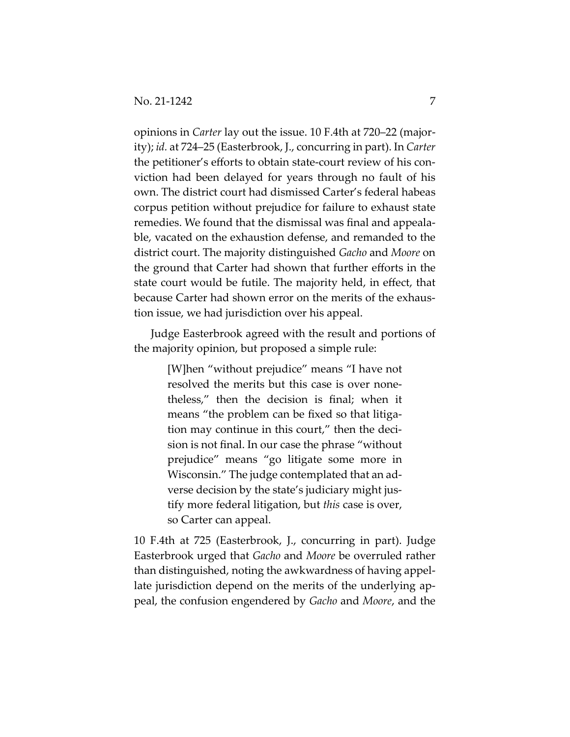opinions in *Carter* lay out the issue. 10 F.4th at 720–22 (majority); *id.* at 724–25 (Easterbrook, J., concurring in part). In *Carter* the petitioner's efforts to obtain state-court review of his conviction had been delayed for years through no fault of his own. The district court had dismissed Carter's federal habeas corpus petition without prejudice for failure to exhaust state remedies. We found that the dismissal was final and appealable, vacated on the exhaustion defense, and remanded to the district court. The majority distinguished *Gacho* and *Moore* on the ground that Carter had shown that further efforts in the state court would be futile. The majority held, in effect, that because Carter had shown error on the merits of the exhaustion issue, we had jurisdiction over his appeal.

Judge Easterbrook agreed with the result and portions of the majority opinion, but proposed a simple rule:

> [W]hen "without prejudice" means "I have not resolved the merits but this case is over nonetheless," then the decision is final; when it means "the problem can be fixed so that litigation may continue in this court," then the decision is not final. In our case the phrase "without prejudice" means "go litigate some more in Wisconsin." The judge contemplated that an adverse decision by the state's judiciary might justify more federal litigation, but *this* case is over, so Carter can appeal.

10 F.4th at 725 (Easterbrook, J., concurring in part). Judge Easterbrook urged that *Gacho* and *Moore* be overruled rather than distinguished, noting the awkwardness of having appellate jurisdiction depend on the merits of the underlying appeal, the confusion engendered by *Gacho* and *Moore*, and the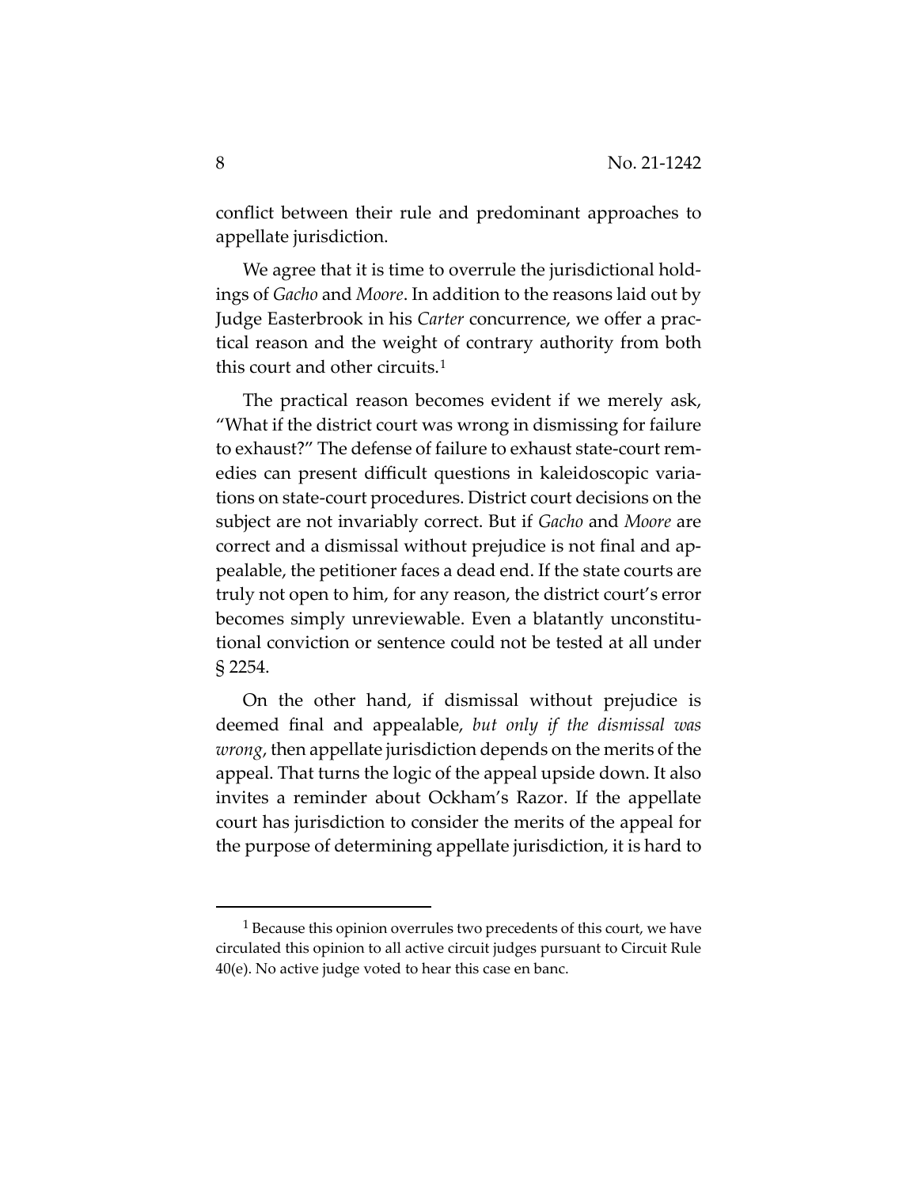conflict between their rule and predominant approaches to appellate jurisdiction.

We agree that it is time to overrule the jurisdictional holdings of *Gacho* and *Moore*. In addition to the reasons laid out by Judge Easterbrook in his *Carter* concurrence, we offer a practical reason and the weight of contrary authority from both this court and other circuits.[1]

The practical reason becomes evident if we merely ask, "What if the district court was wrong in dismissing for failure to exhaust?" The defense of failure to exhaust state-court remedies can present difficult questions in kaleidoscopic variations on state-court procedures. District court decisions on the subject are not invariably correct. But if *Gacho* and *Moore* are correct and a dismissal without prejudice is not final and appealable, the petitioner faces a dead end. If the state courts are truly not open to him, for any reason, the district court's error becomes simply unreviewable. Even a blatantly unconstitutional conviction or sentence could not be tested at all under § 2254.

On the other hand, if dismissal without prejudice is deemed final and appealable, *but only if the dismissal was wrong*, then appellate jurisdiction depends on the merits of the appeal. That turns the logic of the appeal upside down. It also invites a reminder about Ockham's Razor. If the appellate court has jurisdiction to consider the merits of the appeal for the purpose of determining appellate jurisdiction, it is hard to

[1] Because this opinion overrules two precedents of this court, we have circulated this opinion to all active circuit judges pursuant to Circuit Rule 40(e). No active judge voted to hear this case en banc.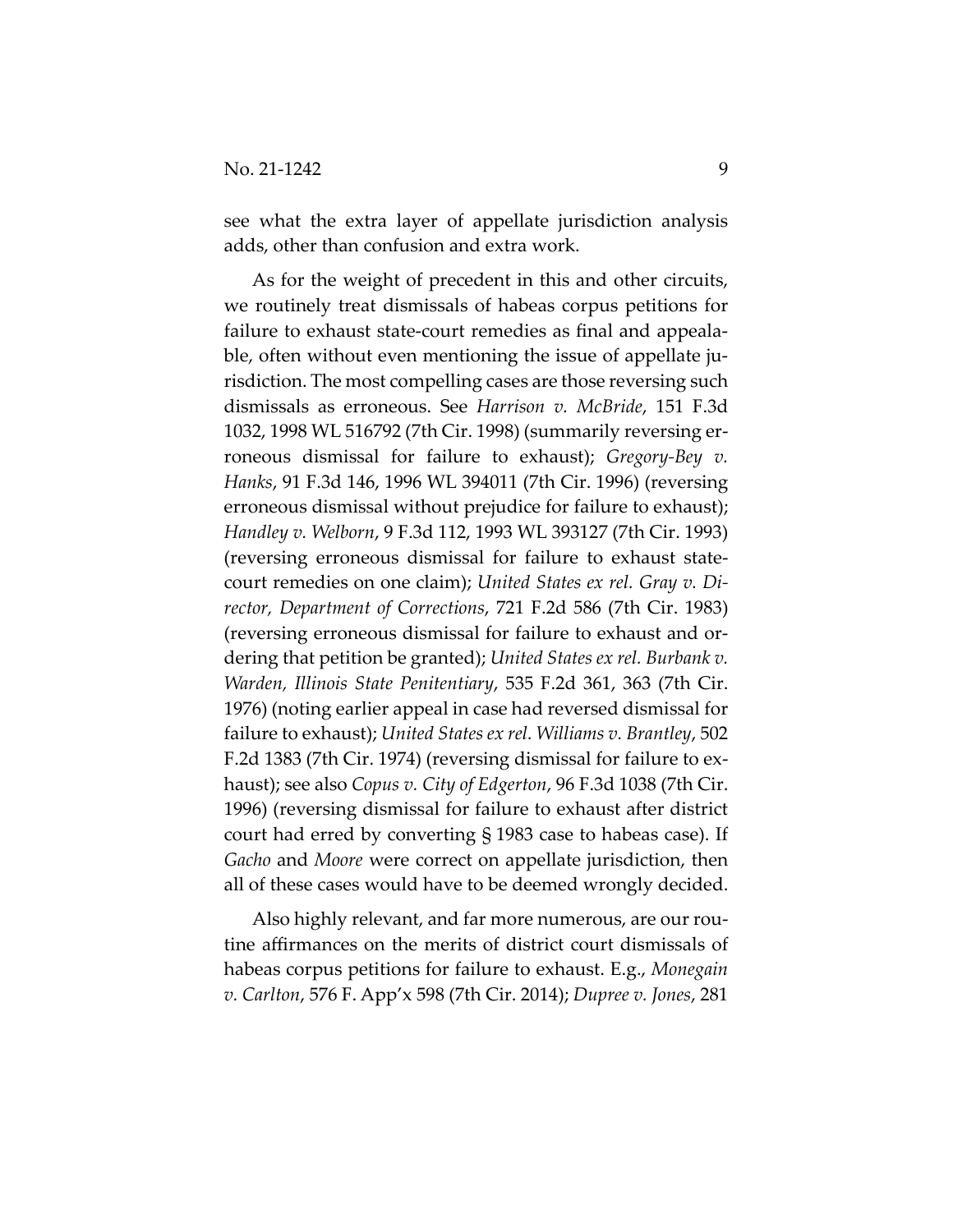see what the extra layer of appellate jurisdiction analysis adds, other than confusion and extra work.

As for the weight of precedent in this and other circuits, we routinely treat dismissals of habeas corpus petitions for failure to exhaust state-court remedies as final and appealable, often without even mentioning the issue of appellate jurisdiction. The most compelling cases are those reversing such dismissals as erroneous. See *Harrison v. McBride*, 151 F.3d 1032, 1998 WL 516792 (7th Cir. 1998) (summarily reversing erroneous dismissal for failure to exhaust); *Gregory-Bey v. Hanks*, 91 F.3d 146, 1996 WL 394011 (7th Cir. 1996) (reversing erroneous dismissal without prejudice for failure to exhaust); *Handley v. Welborn*, 9 F.3d 112, 1993 WL 393127 (7th Cir. 1993) (reversing erroneous dismissal for failure to exhaust state-court remedies on one claim); *United States ex rel. Gray v. Director, Department of Corrections*, 721 F.2d 586 (7th Cir. 1983) (reversing erroneous dismissal for failure to exhaust and ordering that petition be granted); *United States ex rel. Burbank v. Warden, Illinois State Penitentiary*, 535 F.2d 361, 363 (7th Cir. 1976) (noting earlier appeal in case had reversed dismissal for failure to exhaust); *United States ex rel. Williams v. Brantley*, 502 F.2d 1383 (7th Cir. 1974) (reversing dismissal for failure to exhaust); see also *Copus v. City of Edgerton*, 96 F.3d 1038 (7th Cir. 1996) (reversing dismissal for failure to exhaust after district court had erred by converting § 1983 case to habeas case). If *Gacho* and *Moore* were correct on appellate jurisdiction, then all of these cases would have to be deemed wrongly decided.

Also highly relevant, and far more numerous, are our routine affirmances on the merits of district court dismissals of habeas corpus petitions for failure to exhaust. E.g., *Monegain v. Carlton*, 576 F. App'x 598 (7th Cir. 2014); *Dupree v. Jones*, 281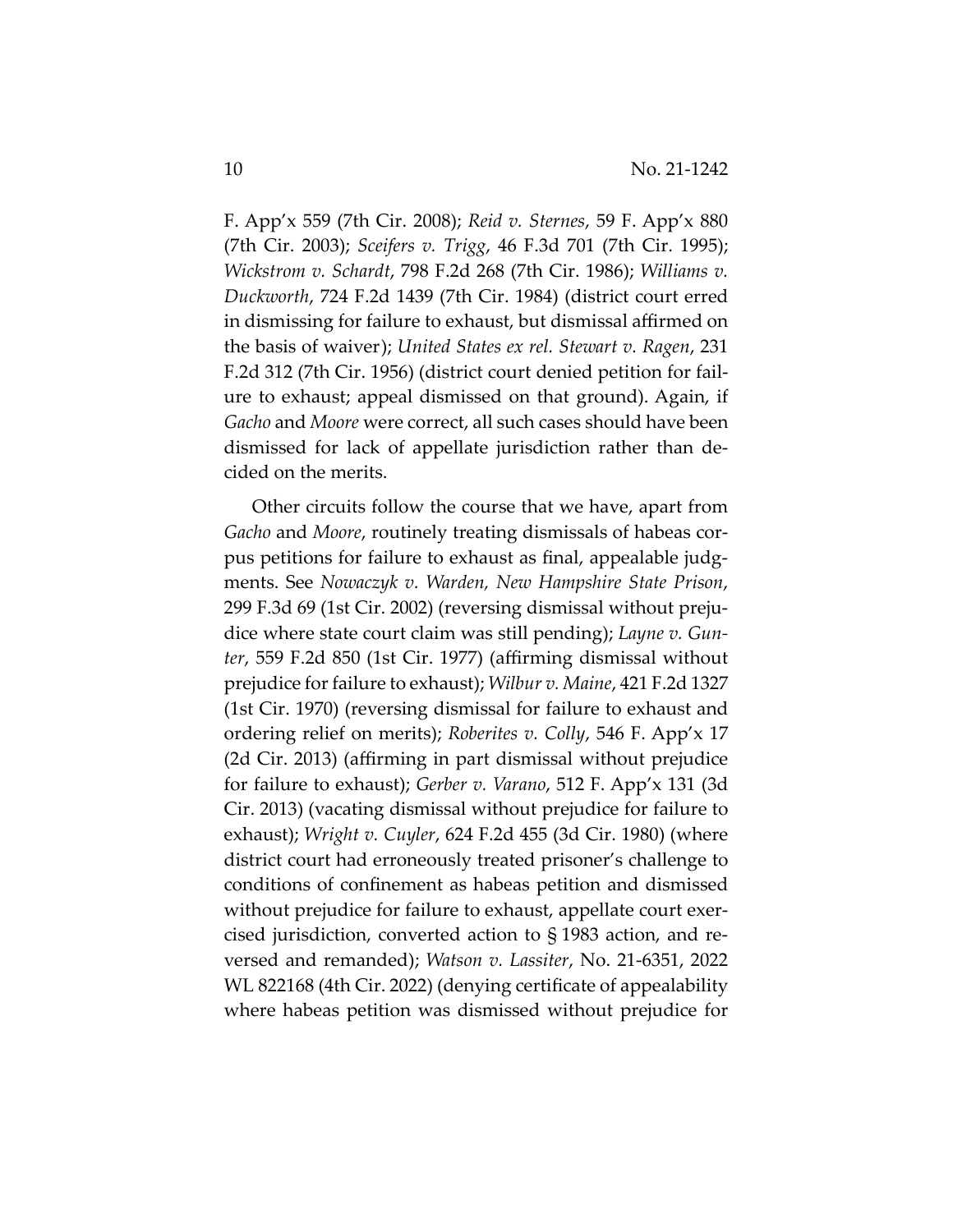F. App'x 559 (7th Cir. 2008); *Reid v. Sternes*, 59 F. App'x 880 (7th Cir. 2003); *Sceifers v. Trigg*, 46 F.3d 701 (7th Cir. 1995); *Wickstrom v. Schardt*, 798 F.2d 268 (7th Cir. 1986); *Williams v. Duckworth*, 724 F.2d 1439 (7th Cir. 1984) (district court erred in dismissing for failure to exhaust, but dismissal affirmed on the basis of waiver); *United States ex rel. Stewart v. Ragen*, 231 F.2d 312 (7th Cir. 1956) (district court denied petition for failure to exhaust; appeal dismissed on that ground). Again, if *Gacho* and *Moore* were correct, all such cases should have been dismissed for lack of appellate jurisdiction rather than decided on the merits.

Other circuits follow the course that we have, apart from *Gacho* and *Moore*, routinely treating dismissals of habeas corpus petitions for failure to exhaust as final, appealable judgments. See *Nowaczyk v. Warden, New Hampshire State Prison*, 299 F.3d 69 (1st Cir. 2002) (reversing dismissal without prejudice where state court claim was still pending); *Layne v. Gunter*, 559 F.2d 850 (1st Cir. 1977) (affirming dismissal without prejudice for failure to exhaust); *Wilbur v. Maine*, 421 F.2d 1327 (1st Cir. 1970) (reversing dismissal for failure to exhaust and ordering relief on merits); *Roberites v. Colly*, 546 F. App'x 17 (2d Cir. 2013) (affirming in part dismissal without prejudice for failure to exhaust); *Gerber v. Varano*, 512 F. App'x 131 (3d Cir. 2013) (vacating dismissal without prejudice for failure to exhaust); *Wright v. Cuyler*, 624 F.2d 455 (3d Cir. 1980) (where district court had erroneously treated prisoner's challenge to conditions of confinement as habeas petition and dismissed without prejudice for failure to exhaust, appellate court exercised jurisdiction, converted action to § 1983 action, and reversed and remanded); *Watson v. Lassiter*, No. 21-6351, 2022 WL 822168 (4th Cir. 2022) (denying certificate of appealability where habeas petition was dismissed without prejudice for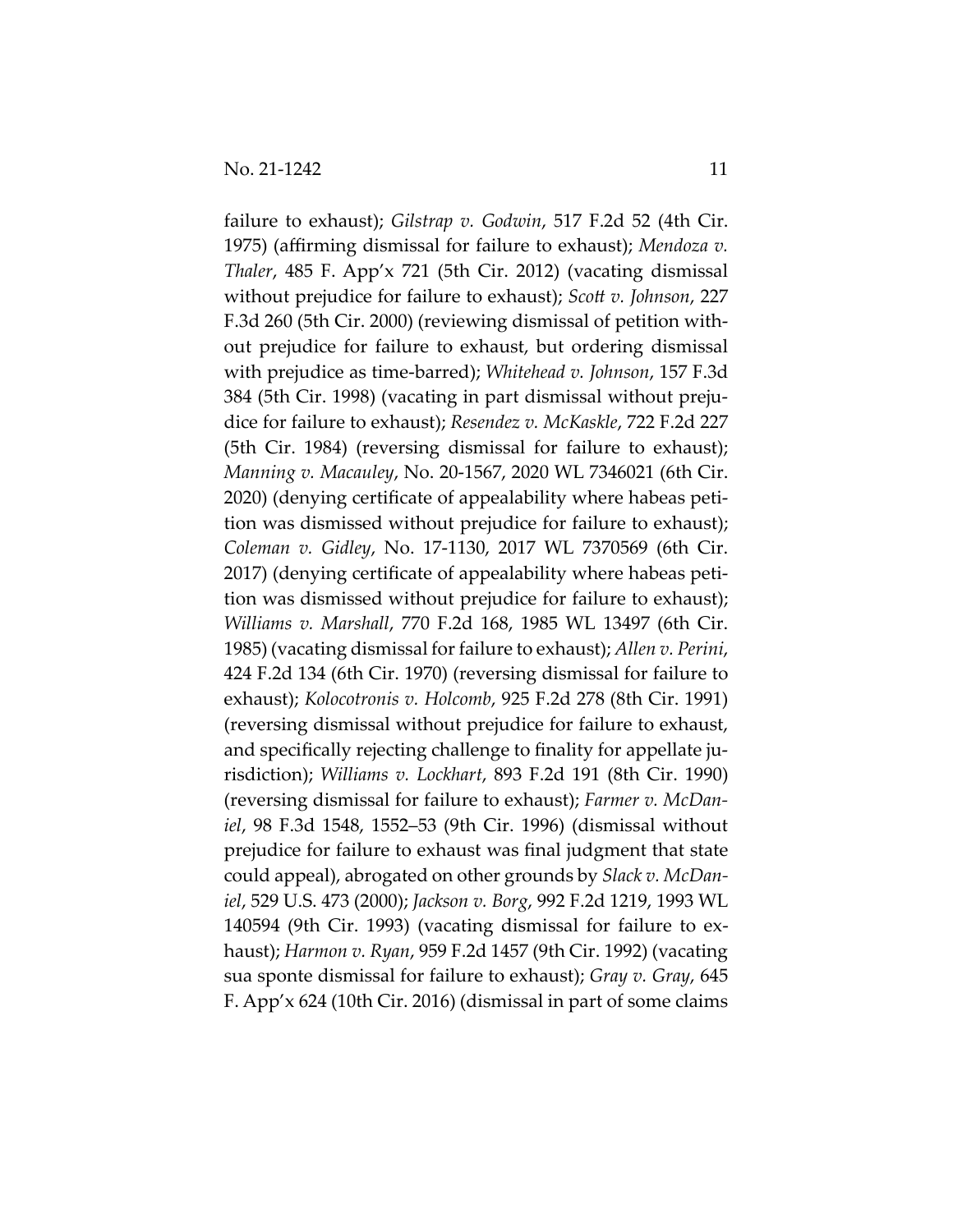failure to exhaust); *Gilstrap v. Godwin*, 517 F.2d 52 (4th Cir. 1975) (affirming dismissal for failure to exhaust); *Mendoza v. Thaler*, 485 F. App'x 721 (5th Cir. 2012) (vacating dismissal without prejudice for failure to exhaust); *Scott v. Johnson*, 227 F.3d 260 (5th Cir. 2000) (reviewing dismissal of petition without prejudice for failure to exhaust, but ordering dismissal with prejudice as time-barred); *Whitehead v. Johnson*, 157 F.3d 384 (5th Cir. 1998) (vacating in part dismissal without prejudice for failure to exhaust); *Resendez v. McKaskle*, 722 F.2d 227 (5th Cir. 1984) (reversing dismissal for failure to exhaust); *Manning v. Macauley*, No. 20-1567, 2020 WL 7346021 (6th Cir. 2020) (denying certificate of appealability where habeas petition was dismissed without prejudice for failure to exhaust); *Coleman v. Gidley*, No. 17-1130, 2017 WL 7370569 (6th Cir. 2017) (denying certificate of appealability where habeas petition was dismissed without prejudice for failure to exhaust); *Williams v. Marshall*, 770 F.2d 168, 1985 WL 13497 (6th Cir. 1985) (vacating dismissal for failure to exhaust); *Allen v. Perini*, 424 F.2d 134 (6th Cir. 1970) (reversing dismissal for failure to exhaust); *Kolocotronis v. Holcomb*, 925 F.2d 278 (8th Cir. 1991) (reversing dismissal without prejudice for failure to exhaust, and specifically rejecting challenge to finality for appellate jurisdiction); *Williams v. Lockhart*, 893 F.2d 191 (8th Cir. 1990) (reversing dismissal for failure to exhaust); *Farmer v. McDaniel*, 98 F.3d 1548, 1552–53 (9th Cir. 1996) (dismissal without prejudice for failure to exhaust was final judgment that state could appeal), abrogated on other grounds by *Slack v. McDaniel*, 529 U.S. 473 (2000); *Jackson v. Borg*, 992 F.2d 1219, 1993 WL 140594 (9th Cir. 1993) (vacating dismissal for failure to exhaust); *Harmon v. Ryan*, 959 F.2d 1457 (9th Cir. 1992) (vacating sua sponte dismissal for failure to exhaust); *Gray v. Gray*, 645 F. App'x 624 (10th Cir. 2016) (dismissal in part of some claims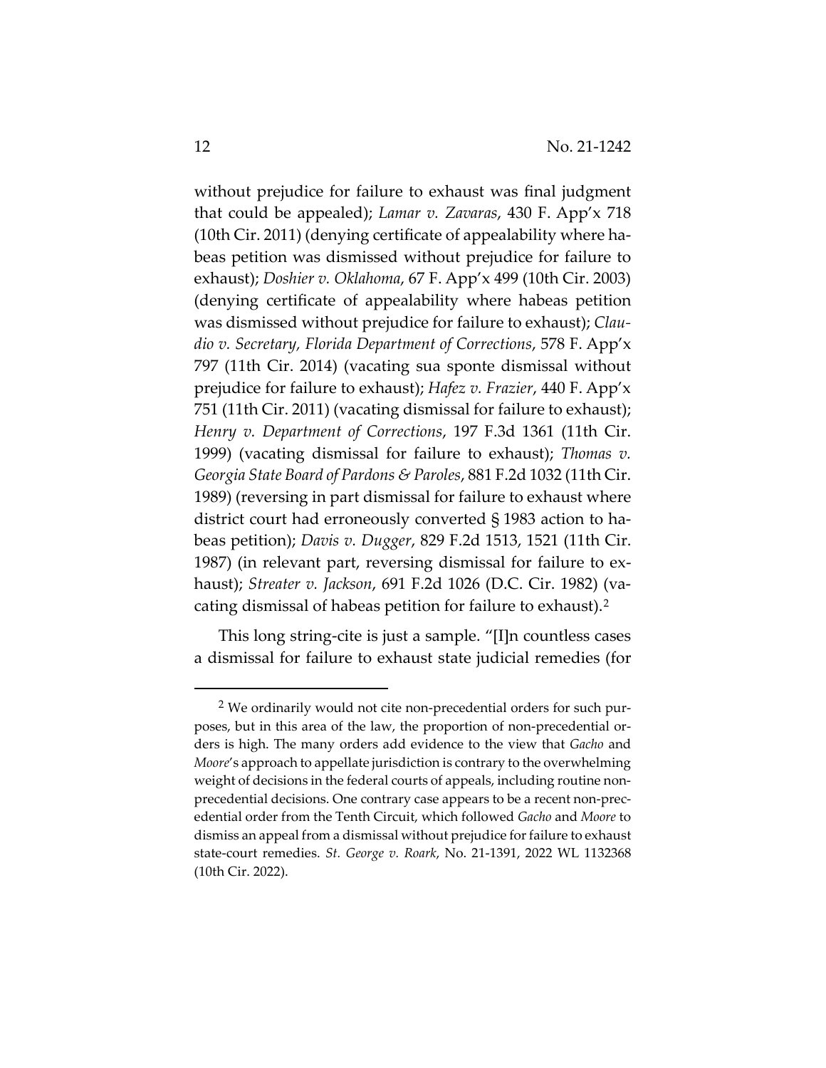without prejudice for failure to exhaust was final judgment that could be appealed); *Lamar v. Zavaras*, 430 F. App'x 718 (10th Cir. 2011) (denying certificate of appealability where habeas petition was dismissed without prejudice for failure to exhaust); *Doshier v. Oklahoma*, 67 F. App'x 499 (10th Cir. 2003) (denying certificate of appealability where habeas petition was dismissed without prejudice for failure to exhaust); *Claudio v. Secretary, Florida Department of Corrections*, 578 F. App'x 797 (11th Cir. 2014) (vacating sua sponte dismissal without prejudice for failure to exhaust); *Hafez v. Frazier*, 440 F. App'x 751 (11th Cir. 2011) (vacating dismissal for failure to exhaust); *Henry v. Department of Corrections*, 197 F.3d 1361 (11th Cir. 1999) (vacating dismissal for failure to exhaust); *Thomas v. Georgia State Board of Pardons & Paroles*, 881 F.2d 1032 (11th Cir. 1989) (reversing in part dismissal for failure to exhaust where district court had erroneously converted § 1983 action to habeas petition); *Davis v. Dugger*, 829 F.2d 1513, 1521 (11th Cir. 1987) (in relevant part, reversing dismissal for failure to exhaust); *Streater v. Jackson*, 691 F.2d 1026 (D.C. Cir. 1982) (vacating dismissal of habeas petition for failure to exhaust).[2]

This long string-cite is just a sample. "[I]n countless cases a dismissal for failure to exhaust state judicial remedies (for

---

[2] We ordinarily would not cite non-precedential orders for such purposes, but in this area of the law, the proportion of non-precedential orders is high. The many orders add evidence to the view that *Gacho* and *Moore*'s approach to appellate jurisdiction is contrary to the overwhelming weight of decisions in the federal courts of appeals, including routine non-precedential decisions. One contrary case appears to be a recent non-precedential order from the Tenth Circuit, which followed *Gacho* and *Moore* to dismiss an appeal from a dismissal without prejudice for failure to exhaust state-court remedies. *St. George v. Roark*, No. 21-1391, 2022 WL 1132368 (10th Cir. 2022).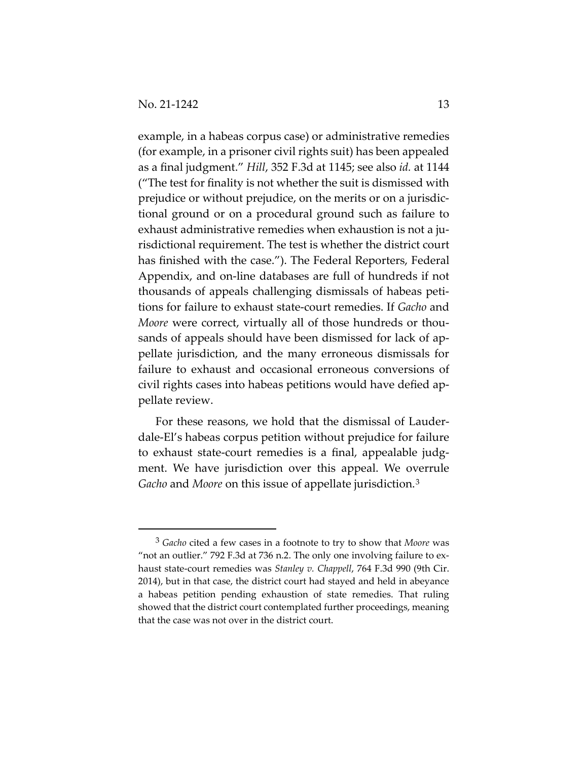example, in a habeas corpus case) or administrative remedies (for example, in a prisoner civil rights suit) has been appealed as a final judgment." *Hill*, 352 F.3d at 1145; see also *id.* at 1144 ("The test for finality is not whether the suit is dismissed with prejudice or without prejudice, on the merits or on a jurisdictional ground or on a procedural ground such as failure to exhaust administrative remedies when exhaustion is not a jurisdictional requirement. The test is whether the district court has finished with the case."). The Federal Reporters, Federal Appendix, and on-line databases are full of hundreds if not thousands of appeals challenging dismissals of habeas petitions for failure to exhaust state-court remedies. If *Gacho* and *Moore* were correct, virtually all of those hundreds or thousands of appeals should have been dismissed for lack of appellate jurisdiction, and the many erroneous dismissals for failure to exhaust and occasional erroneous conversions of civil rights cases into habeas petitions would have defied appellate review.

For these reasons, we hold that the dismissal of Lauderdale-El's habeas corpus petition without prejudice for failure to exhaust state-court remedies is a final, appealable judgment. We have jurisdiction over this appeal. We overrule *Gacho* and *Moore* on this issue of appellate jurisdiction.[3]

[3] *Gacho* cited a few cases in a footnote to try to show that *Moore* was "not an outlier." 792 F.3d at 736 n.2. The only one involving failure to exhaust state-court remedies was *Stanley v. Chappell*, 764 F.3d 990 (9th Cir. 2014), but in that case, the district court had stayed and held in abeyance a habeas petition pending exhaustion of state remedies. That ruling showed that the district court contemplated further proceedings, meaning that the case was not over in the district court.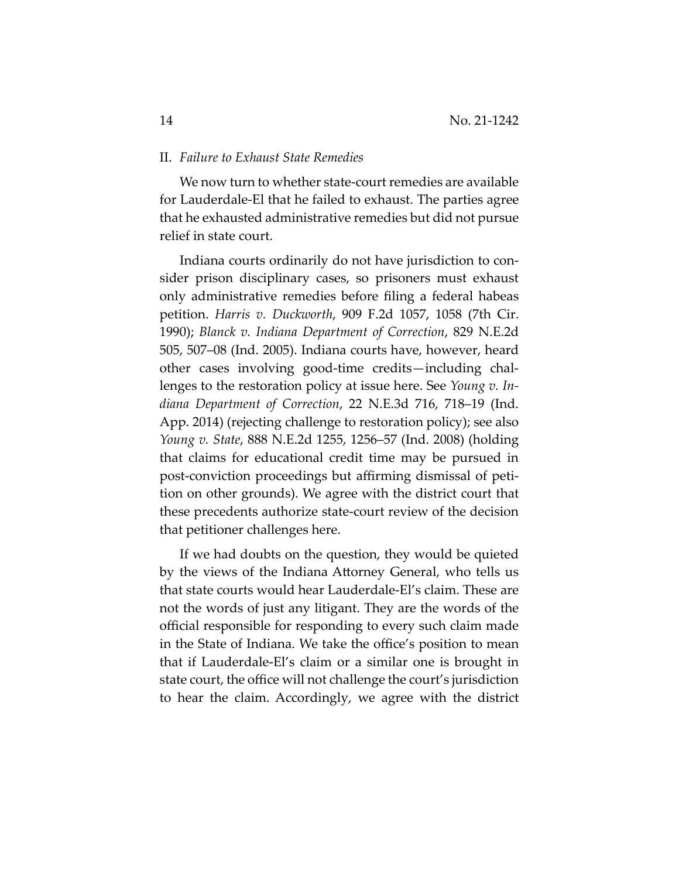## II. *Failure to Exhaust State Remedies*

We now turn to whether state-court remedies are available for Lauderdale-El that he failed to exhaust. The parties agree that he exhausted administrative remedies but did not pursue relief in state court.

Indiana courts ordinarily do not have jurisdiction to consider prison disciplinary cases, so prisoners must exhaust only administrative remedies before filing a federal habeas petition. *Harris v. Duckworth*, 909 F.2d 1057, 1058 (7th Cir. 1990); *Blanck v. Indiana Department of Correction*, 829 N.E.2d 505, 507–08 (Ind. 2005). Indiana courts have, however, heard other cases involving good-time credits—including challenges to the restoration policy at issue here. See *Young v. Indiana Department of Correction*, 22 N.E.3d 716, 718–19 (Ind. App. 2014) (rejecting challenge to restoration policy); see also *Young v. State*, 888 N.E.2d 1255, 1256–57 (Ind. 2008) (holding that claims for educational credit time may be pursued in post-conviction proceedings but affirming dismissal of petition on other grounds). We agree with the district court that these precedents authorize state-court review of the decision that petitioner challenges here.

If we had doubts on the question, they would be quieted by the views of the Indiana Attorney General, who tells us that state courts would hear Lauderdale-El's claim. These are not the words of just any litigant. They are the words of the official responsible for responding to every such claim made in the State of Indiana. We take the office's position to mean that if Lauderdale-El's claim or a similar one is brought in state court, the office will not challenge the court's jurisdiction to hear the claim. Accordingly, we agree with the district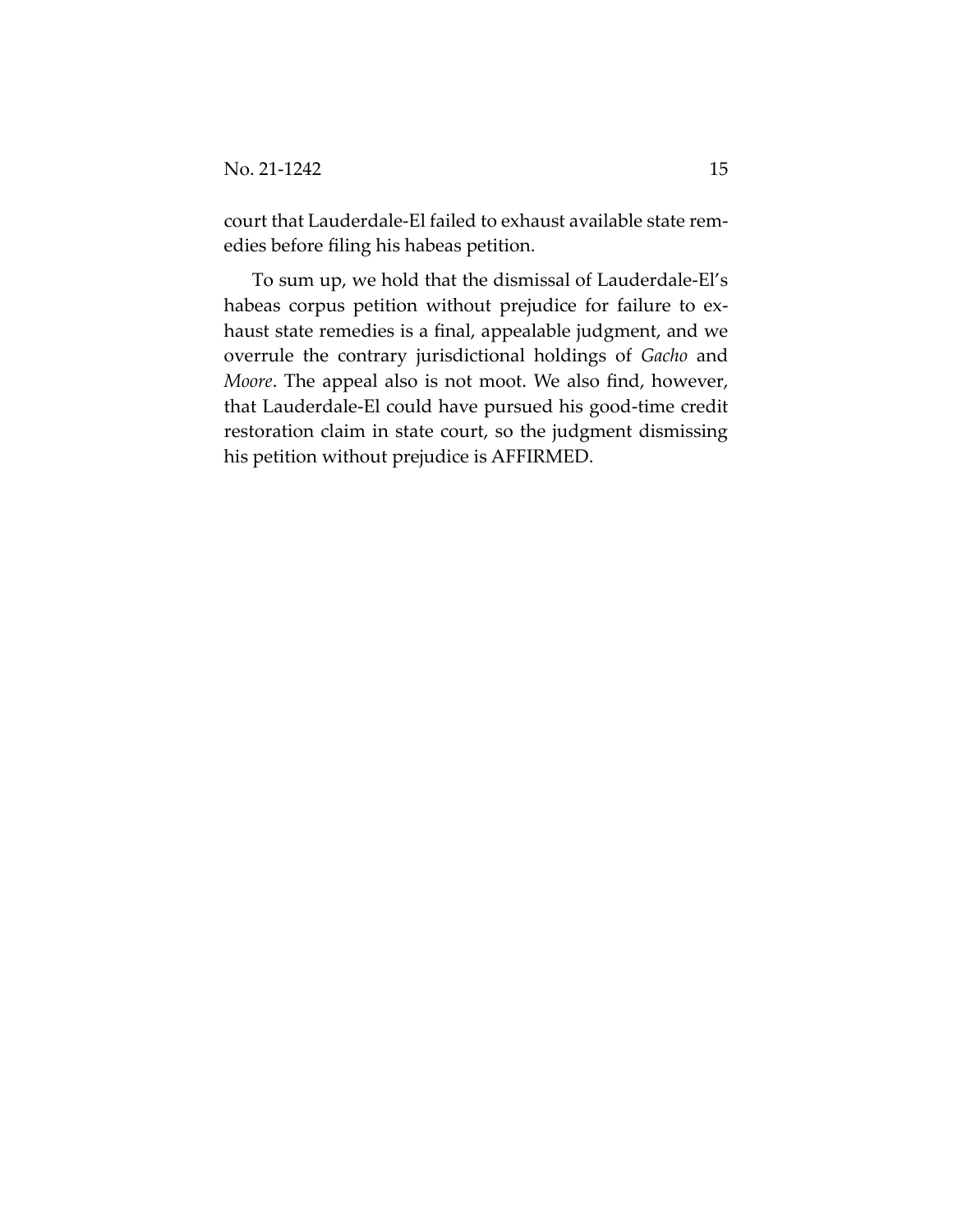court that Lauderdale-El failed to exhaust available state remedies before filing his habeas petition.

To sum up, we hold that the dismissal of Lauderdale-El's habeas corpus petition without prejudice for failure to exhaust state remedies is a final, appealable judgment, and we overrule the contrary jurisdictional holdings of *Gacho* and *Moore*. The appeal also is not moot. We also find, however, that Lauderdale-El could have pursued his good-time credit restoration claim in state court, so the judgment dismissing his petition without prejudice is AFFIRMED.